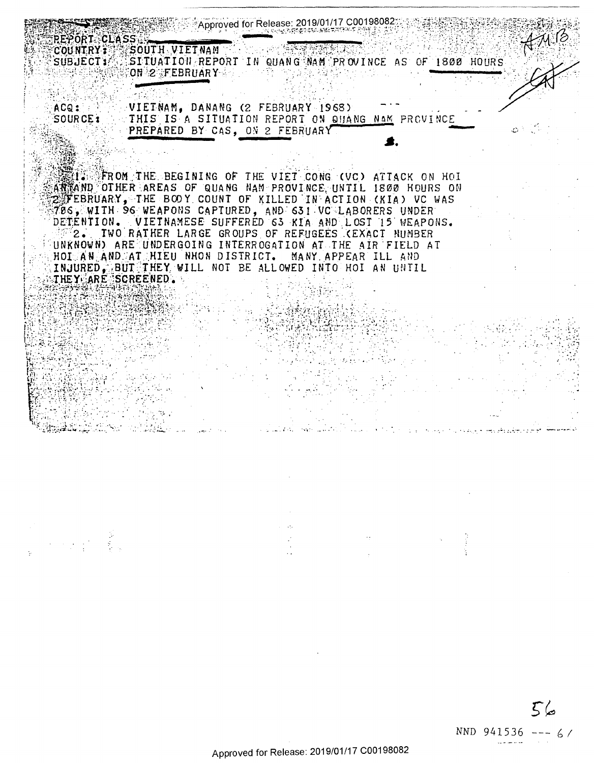REPORT CLASS

COUNTRY: SOUTH VIETNAM

SUBJECT: SITUATION REPORT IN QUANG NAM PROVINCE AS OF 1800 HOURS ON 2 FEBRUARY

ACQ: VIETNAM, DANANG (2 FEBRUARY 1968)

SOURCE: THIS IS A SITUATION REPORT ON QUANG NAM PROVINCE PREPARED BY CAS, ON 2 FEBRUARY

1. FROM THE BEGINING OF THE VIET CONG (VC) ATTACK ON HOI AN AND OTHER AREAS OF QUANG NAM PROVINCE UNTIL 1800 HOURS ON 2 FEBRUARY, THE BODY COUNT OF KILLED IN ACTION (KIA) VC WAS 706, WITH 96 WEAPONS CAPTURED, AND 631 VC LABORERS UNDER DETENTION. VIETNAMESE SUFFERED 63 KIA AND LOST 15 WEAPONS.

2. TWO RATHER LARGE GROUPS OF REFUGEES (EXACT NUMBER UNKNOWN) ARE UNDERGOING INTERROGATION AT THE AIR FIELD AT HOI AN AND AT HIEU NHON DISTRICT. MANY APPEAR ILL AND INJURED, BUT THEY WILL NOT BE ALLOWED INTO HOI AN UNTIL THEY ARE SCREENED.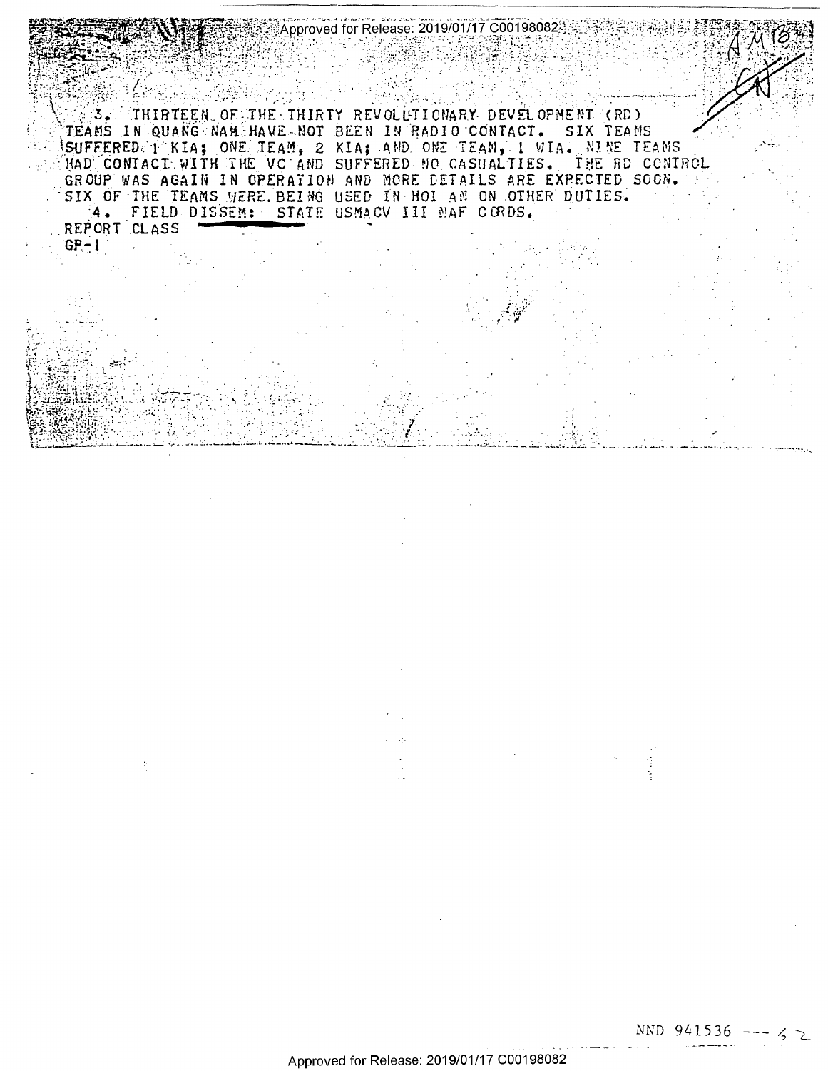3. THIRTEEN OF THE THIRTY REVOLUTIONARY DEVELOPMENT (RD) TEAMS IN QUANG NAM HAVE NOT BEEN IN RADIO CONTACT. SIX TEAMS SUFFERED 1 KIA; ONE TEAM, 2 KIA; AND ONE TEAM, 1 WIA. NINE TEAMS HAD CONTACT WITH THE VC AND SUFFERED NO CASUALTIES. THE RD CONTROL GROUP WAS AGAIN IN OPERATION AND MORE DETAILS ARE EXPECTED SOON. SIX OF THE TEAMS WERE BEING USED IN HOI AN ON OTHER DUTIES.

4. FIELD DISSEM: STATE USMACV III MAF CORDS.

REPORT CLASS

GP-1

NND 941536 --- 62